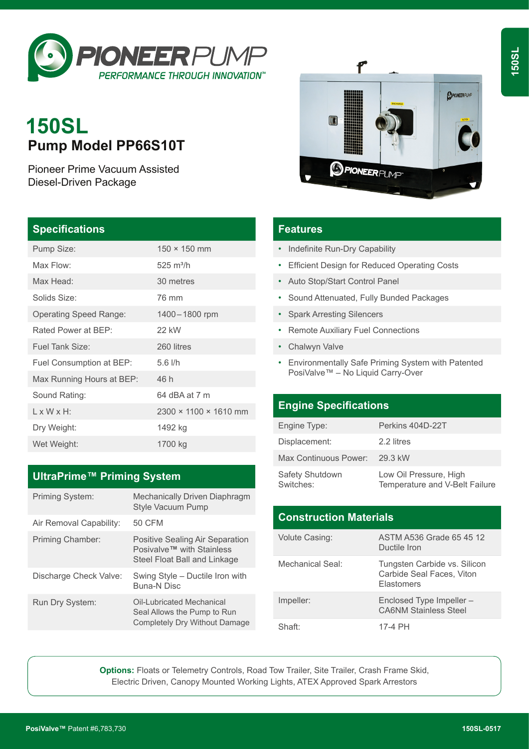# 150SL

## Pump Model PP66S10T

Pioneer Prime Vacuum Assisted Diesel-Driven Package

## Specifications

| Specifications | |
|---|---|
| Pump Size: | 150 × 150 mm |
| Max Flow: | 525 m³/h |
| Max Head: | 30 metres |
| Solids Size: | 76 mm |
| Operating Speed Range: | 1400 – 1800 rpm |
| Rated Power at BEP: | 22 kW |
| Fuel Tank Size: | 260 litres |
| Fuel Consumption at BEP: | 5.6 l/h |
| Max Running Hours at BEP: | 46 h |
| Sound Rating: | 64 dBA at 7 m |
| L x W x H: | 2300 × 1100 × 1610 mm |
| Dry Weight: | 1492 kg |
| Wet Weight: | 1700 kg |

## UltraPrime™ Priming System

| UltraPrime™ Priming System | |
|---|---|
| Priming System: | Mechanically Driven Diaphragm Style Vacuum Pump |
| Air Removal Capability: | 50 CFM |
| Priming Chamber: | Positive Sealing Air Separation Posivalve™ with Stainless Steel Float Ball and Linkage |
| Discharge Check Valve: | Swing Style – Ductile Iron with Buna-N Disc |
| Run Dry System: | Oil-Lubricated Mechanical Seal Allows the Pump to Run Completely Dry Without Damage |

## Features

- Indefinite Run-Dry Capability
- Efficient Design for Reduced Operating Costs
- Auto Stop/Start Control Panel
- Sound Attenuated, Fully Bunded Packages
- Spark Arresting Silencers
- Remote Auxiliary Fuel Connections
- Chalwyn Valve
- Environmentally Safe Priming System with Patented PosiValve™ – No Liquid Carry-Over

## Engine Specifications

| Engine Specifications | |
|---|---|
| Engine Type: | Perkins 404D-22T |
| Displacement: | 2.2 litres |
| Max Continuous Power: | 29.3 kW |
| Safety Shutdown Switches: | Low Oil Pressure, High Temperature and V-Belt Failure |

## Construction Materials

| Construction Materials | |
|---|---|
| Volute Casing: | ASTM A536 Grade 65 45 12 Ductile Iron |
| Mechanical Seal: | Tungsten Carbide vs. Silicon Carbide Seal Faces, Viton Elastomers |
| Impeller: | Enclosed Type Impeller – CA6NM Stainless Steel |
| Shaft: | 17-4 PH |

**Options:** Floats or Telemetry Controls, Road Tow Trailer, Site Trailer, Crash Frame Skid, Electric Driven, Canopy Mounted Working Lights, ATEX Approved Spark Arrestors

**PosiValve™** Patent #6,783,730

150SL-0517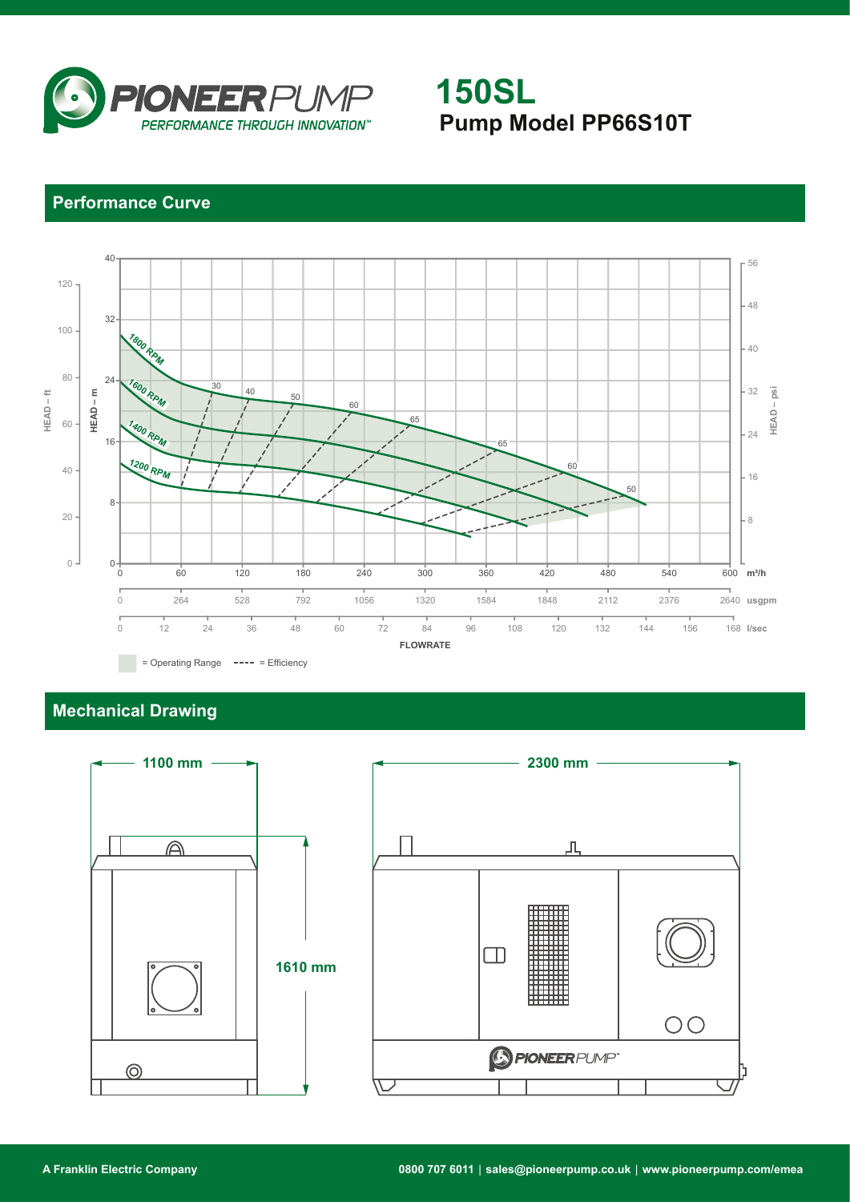# 150SL
## Pump Model PP66S10T

## Performance Curve

1800 RPM
1600 RPM
1400 RPM
1200 RPM

30 40 50 60 65 65 60 50

HEAD – m: 0 8 16 24 32 40
HEAD – ft: 0 20 40 60 80 100 120
HEAD – psi: 8 16 24 32 40 48 56

m³/h: 0 60 120 180 240 300 360 420 480 540 600
usgpm: 0 264 528 792 1056 1320 1584 1848 2112 2376 2640
l/sec: 0 12 24 36 48 60 72 84 96 108 120 132 144 156 168

FLOWRATE

= Operating Range ---- = Efficiency

## Mechanical Drawing

1100 mm

2300 mm

1610 mm

A Franklin Electric Company

0800 707 6011 | sales@pioneerpump.co.uk | www.pioneerpump.com/emea